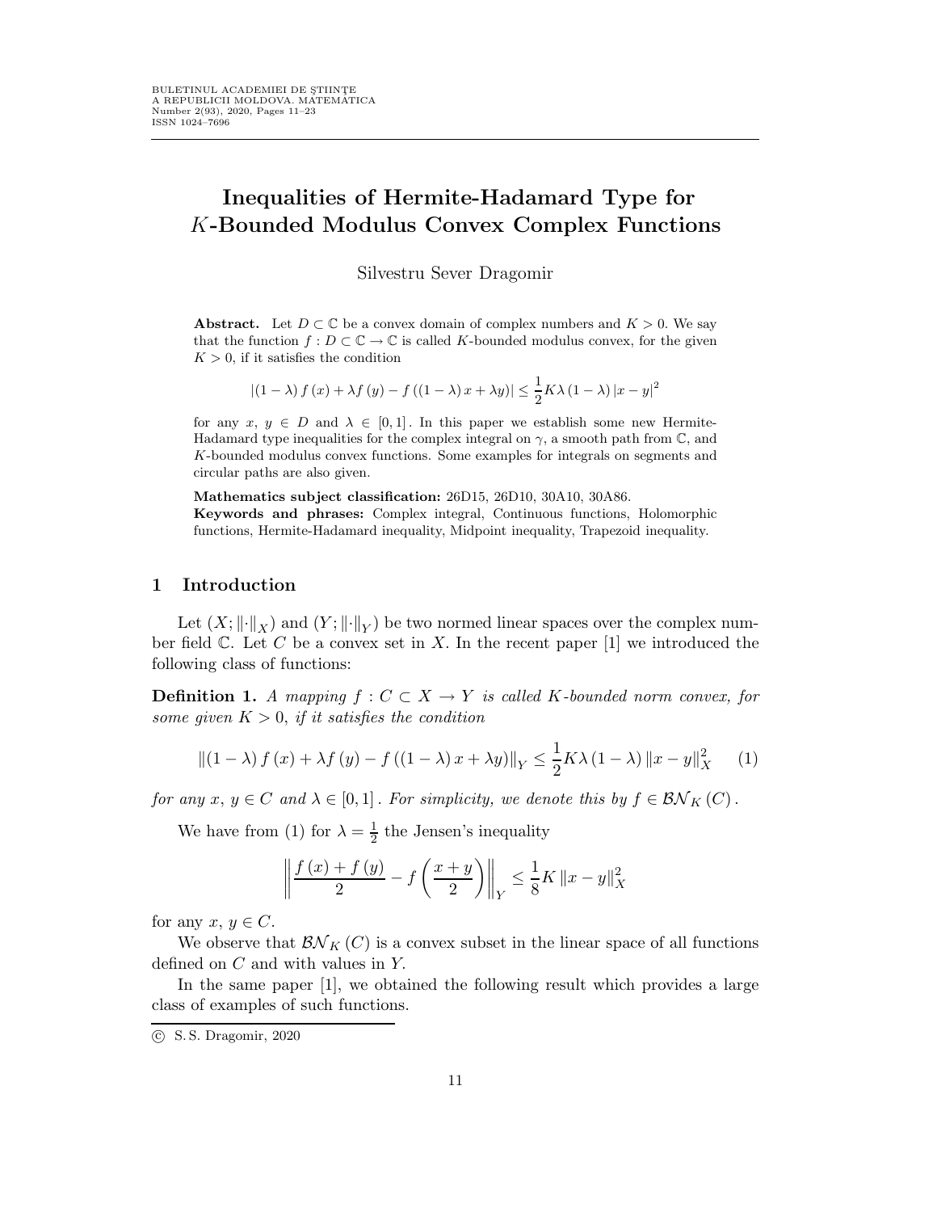# Inequalities of Hermite-Hadamard Type for $K$-Bounded Modulus Convex Complex Functions

Silvestru Sever Dragomir

**Abstract.** Let $D \subset \mathbb{C}$ be a convex domain of complex numbers and $K > 0$. We say that the function $f : D \subset \mathbb{C} \to \mathbb{C}$ is called $K$-bounded modulus convex, for the given $K > 0$, if it satisfies the condition

$$\left|(1-\lambda) f(x) + \lambda f(y) - f((1-\lambda) x + \lambda y)\right| \leq \frac{1}{2} K \lambda (1-\lambda) |x-y|^2$$

for any $x, y \in D$ and $\lambda \in [0,1]$. In this paper we establish some new Hermite-Hadamard type inequalities for the complex integral on $\gamma$, a smooth path from $\mathbb{C}$, and $K$-bounded modulus convex functions. Some examples for integrals on segments and circular paths are also given.

**Mathematics subject classification:** 26D15, 26D10, 30A10, 30A86.
**Keywords and phrases:** Complex integral, Continuous functions, Holomorphic functions, Hermite-Hadamard inequality, Midpoint inequality, Trapezoid inequality.

## 1 Introduction

Let $(X; \|\cdot\|_X)$ and $(Y; \|\cdot\|_Y)$ be two normed linear spaces over the complex number field $\mathbb{C}$. Let $C$ be a convex set in $X$. In the recent paper [1] we introduced the following class of functions:

**Definition 1.** *A mapping $f : C \subset X \to Y$ is called $K$-bounded norm convex, for some given $K > 0$, if it satisfies the condition*

$$\|(1-\lambda) f(x) + \lambda f(y) - f((1-\lambda) x + \lambda y)\|_Y \leq \frac{1}{2} K \lambda (1-\lambda) \|x-y\|_X^2 \qquad (1)$$

*for any $x, y \in C$ and $\lambda \in [0,1]$. For simplicity, we denote this by $f \in \mathcal{BN}_K(C)$.*

We have from (1) for $\lambda = \frac{1}{2}$ the Jensen's inequality

$$\left\|\frac{f(x) + f(y)}{2} - f\left(\frac{x+y}{2}\right)\right\|_Y \leq \frac{1}{8} K \|x-y\|_X^2$$

for any $x, y \in C$.

We observe that $\mathcal{BN}_K(C)$ is a convex subset in the linear space of all functions defined on $C$ and with values in $Y$.

In the same paper [1], we obtained the following result which provides a large class of examples of such functions.

© S. S. Dragomir, 2020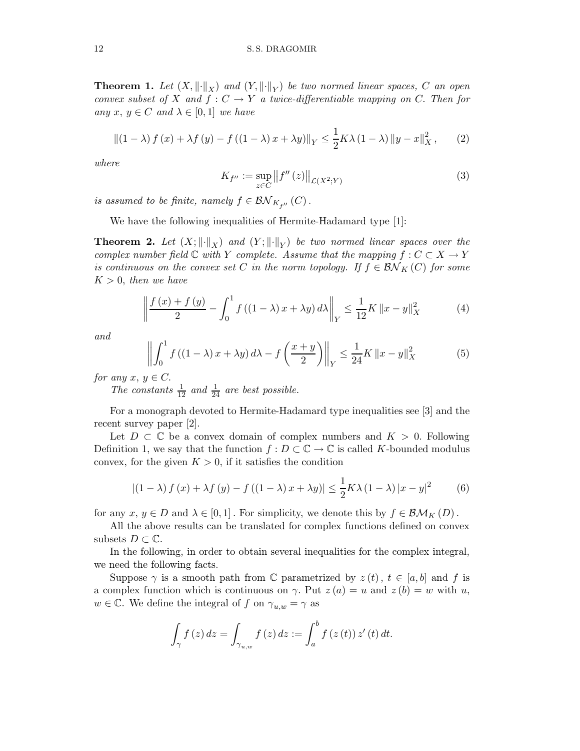**Theorem 1.** *Let $(X, \|\cdot\|_X)$ and $(Y, \|\cdot\|_Y)$ be two normed linear spaces, $C$ an open convex subset of $X$ and $f : C \to Y$ a twice-differentiable mapping on $C$. Then for any $x, y \in C$ and $\lambda \in [0,1]$ we have*

$$\|(1-\lambda) f(x) + \lambda f(y) - f((1-\lambda) x + \lambda y)\|_Y \leq \frac{1}{2} K \lambda (1-\lambda) \|y - x\|_X^2, \tag{2}$$

*where*

$$K_{f''} := \sup_{z \in C} \left\| f''(z) \right\|_{\mathcal{L}(X^2;Y)} \tag{3}$$

*is assumed to be finite, namely $f \in \mathcal{BN}_{K_{f''}}(C)$.*

We have the following inequalities of Hermite-Hadamard type [1]:

**Theorem 2.** *Let $(X; \|\cdot\|_X)$ and $(Y; \|\cdot\|_Y)$ be two normed linear spaces over the complex number field $\mathbb{C}$ with $Y$ complete. Assume that the mapping $f : C \subset X \to Y$ is continuous on the convex set $C$ in the norm topology. If $f \in \mathcal{BN}_K(C)$ for some $K > 0$, then we have*

$$\left\| \frac{f(x) + f(y)}{2} - \int_0^1 f((1-\lambda) x + \lambda y) \, d\lambda \right\|_Y \leq \frac{1}{12} K \|x - y\|_X^2 \tag{4}$$

*and*

$$\left\| \int_0^1 f((1-\lambda) x + \lambda y) \, d\lambda - f\left(\frac{x+y}{2}\right) \right\|_Y \leq \frac{1}{24} K \|x - y\|_X^2 \tag{5}$$

*for any $x, y \in C$.*

*The constants $\frac{1}{12}$ and $\frac{1}{24}$ are best possible.*

For a monograph devoted to Hermite-Hadamard type inequalities see [3] and the recent survey paper [2].

Let $D \subset \mathbb{C}$ be a convex domain of complex numbers and $K > 0$. Following Definition 1, we say that the function $f : D \subset \mathbb{C} \to \mathbb{C}$ is called $K$-bounded modulus convex, for the given $K > 0$, if it satisfies the condition

$$|(1-\lambda) f(x) + \lambda f(y) - f((1-\lambda) x + \lambda y)| \leq \frac{1}{2} K \lambda (1-\lambda) |x - y|^2 \tag{6}$$

for any $x, y \in D$ and $\lambda \in [0,1]$. For simplicity, we denote this by $f \in \mathcal{BM}_K(D)$.

All the above results can be translated for complex functions defined on convex subsets $D \subset \mathbb{C}$.

In the following, in order to obtain several inequalities for the complex integral, we need the following facts.

Suppose $\gamma$ is a smooth path from $\mathbb{C}$ parametrized by $z(t)$, $t \in [a,b]$ and $f$ is a complex function which is continuous on $\gamma$. Put $z(a) = u$ and $z(b) = w$ with $u$, $w \in \mathbb{C}$. We define the integral of $f$ on $\gamma_{u,w} = \gamma$ as

$$\int_\gamma f(z) \, dz = \int_{\gamma_{u,w}} f(z) \, dz := \int_a^b f(z(t)) \, z'(t) \, dt.$$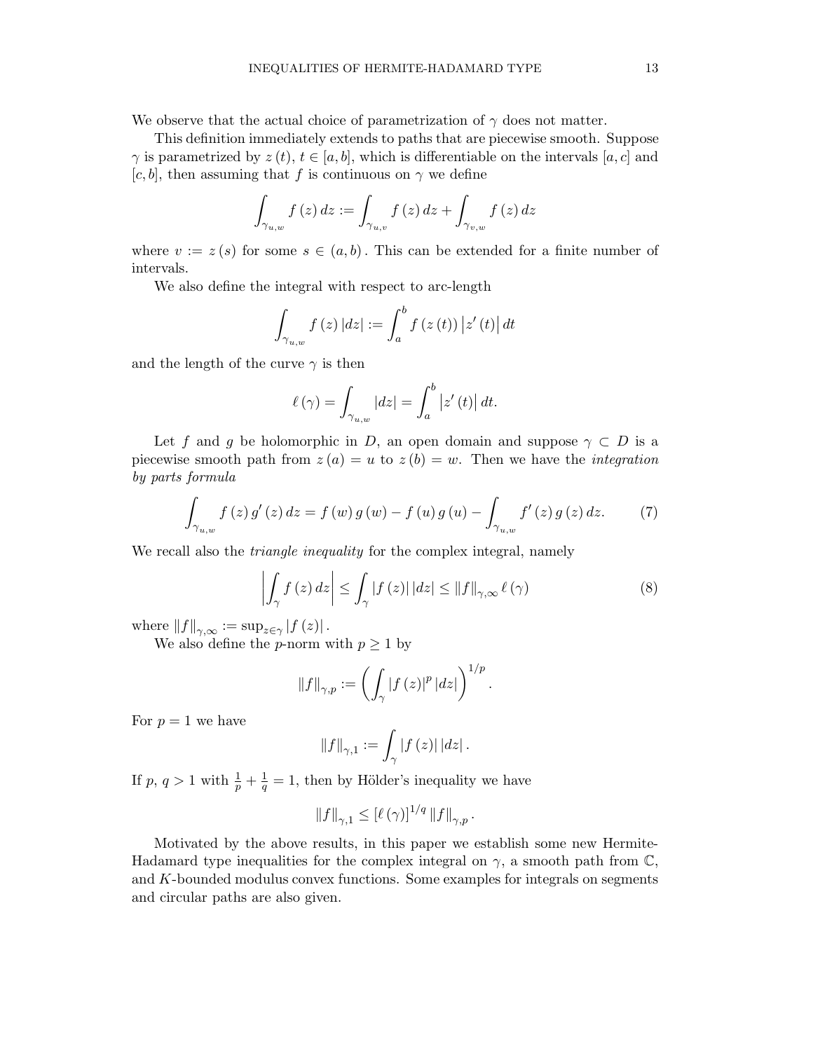We observe that the actual choice of parametrization of $\gamma$ does not matter.

This definition immediately extends to paths that are piecewise smooth. Suppose $\gamma$ is parametrized by $z(t)$, $t \in [a,b]$, which is differentiable on the intervals $[a,c]$ and $[c,b]$, then assuming that $f$ is continuous on $\gamma$ we define

$$\int_{\gamma_{u,w}} f(z)\,dz := \int_{\gamma_{u,v}} f(z)\,dz + \int_{\gamma_{v,w}} f(z)\,dz$$

where $v := z(s)$ for some $s \in (a,b)$. This can be extended for a finite number of intervals.

We also define the integral with respect to arc-length

$$\int_{\gamma_{u,w}} f(z)\,|dz| := \int_a^b f(z(t))\,|z'(t)|\,dt$$

and the length of the curve $\gamma$ is then

$$\ell(\gamma) = \int_{\gamma_{u,w}} |dz| = \int_a^b |z'(t)|\,dt.$$

Let $f$ and $g$ be holomorphic in $D$, an open domain and suppose $\gamma \subset D$ is a piecewise smooth path from $z(a) = u$ to $z(b) = w$. Then we have the *integration by parts formula*

$$\int_{\gamma_{u,w}} f(z)\,g'(z)\,dz = f(w)\,g(w) - f(u)\,g(u) - \int_{\gamma_{u,w}} f'(z)\,g(z)\,dz. \tag{7}$$

We recall also the *triangle inequality* for the complex integral, namely

$$\left|\int_\gamma f(z)\,dz\right| \le \int_\gamma |f(z)|\,|dz| \le \|f\|_{\gamma,\infty}\,\ell(\gamma) \tag{8}$$

where $\|f\|_{\gamma,\infty} := \sup_{z\in\gamma} |f(z)|$.

We also define the $p$-norm with $p \ge 1$ by

$$\|f\|_{\gamma,p} := \left(\int_\gamma |f(z)|^p\,|dz|\right)^{1/p}.$$

For $p = 1$ we have

$$\|f\|_{\gamma,1} := \int_\gamma |f(z)|\,|dz|.$$

If $p$, $q > 1$ with $\frac{1}{p} + \frac{1}{q} = 1$, then by Hölder's inequality we have

$$\|f\|_{\gamma,1} \le [\ell(\gamma)]^{1/q}\,\|f\|_{\gamma,p}.$$

Motivated by the above results, in this paper we establish some new Hermite-Hadamard type inequalities for the complex integral on $\gamma$, a smooth path from $\mathbb{C}$, and $K$-bounded modulus convex functions. Some examples for integrals on segments and circular paths are also given.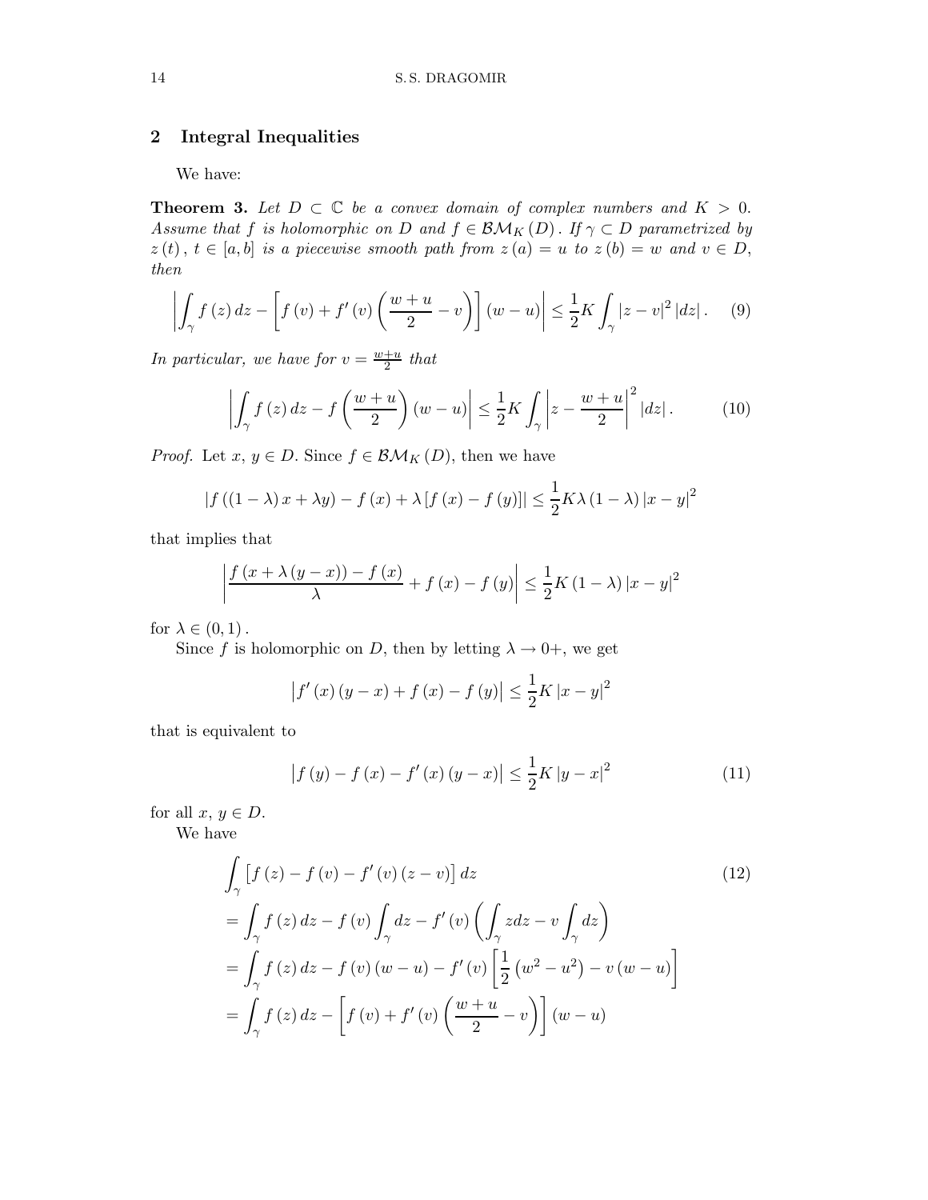## 2 Integral Inequalities

We have:

**Theorem 3.** *Let $D \subset \mathbb{C}$ be a convex domain of complex numbers and $K > 0$. Assume that $f$ is holomorphic on $D$ and $f \in \mathcal{BM}_K(D)$. If $\gamma \subset D$ parametrized by $z(t)$, $t \in [a,b]$ is a piecewise smooth path from $z(a) = u$ to $z(b) = w$ and $v \in D$, then*

$$\left| \int_\gamma f(z)\,dz - \left[ f(v) + f'(v)\left(\frac{w+u}{2} - v\right)\right](w-u) \right| \leq \frac{1}{2} K \int_\gamma |z-v|^2 \,|dz|. \tag{9}$$

*In particular, we have for $v = \frac{w+u}{2}$ that*

$$\left| \int_\gamma f(z)\,dz - f\left(\frac{w+u}{2}\right)(w-u) \right| \leq \frac{1}{2} K \int_\gamma \left| z - \frac{w+u}{2} \right|^2 |dz|. \tag{10}$$

*Proof.* Let $x, y \in D$. Since $f \in \mathcal{BM}_K(D)$, then we have

$$|f((1-\lambda)x + \lambda y) - f(x) + \lambda[f(x) - f(y)]| \leq \frac{1}{2} K \lambda (1-\lambda) |x-y|^2$$

that implies that

$$\left| \frac{f(x + \lambda(y-x)) - f(x)}{\lambda} + f(x) - f(y) \right| \leq \frac{1}{2} K (1-\lambda) |x-y|^2$$

for $\lambda \in (0,1)$.

Since $f$ is holomorphic on $D$, then by letting $\lambda \to 0+$, we get

$$\left| f'(x)(y-x) + f(x) - f(y) \right| \leq \frac{1}{2} K |x-y|^2$$

that is equivalent to

$$\left| f(y) - f(x) - f'(x)(y-x) \right| \leq \frac{1}{2} K |y-x|^2 \tag{11}$$

for all $x, y \in D$.

We have

$$\begin{aligned}
&\int_\gamma \left[ f(z) - f(v) - f'(v)(z-v) \right] dz \\
&= \int_\gamma f(z)\,dz - f(v) \int_\gamma dz - f'(v) \left( \int_\gamma z\,dz - v \int_\gamma dz \right) \\
&= \int_\gamma f(z)\,dz - f(v)(w-u) - f'(v) \left[ \frac{1}{2}\left(w^2 - u^2\right) - v(w-u) \right] \\
&= \int_\gamma f(z)\,dz - \left[ f(v) + f'(v)\left(\frac{w+u}{2} - v\right) \right](w-u)
\end{aligned} \tag{12}$$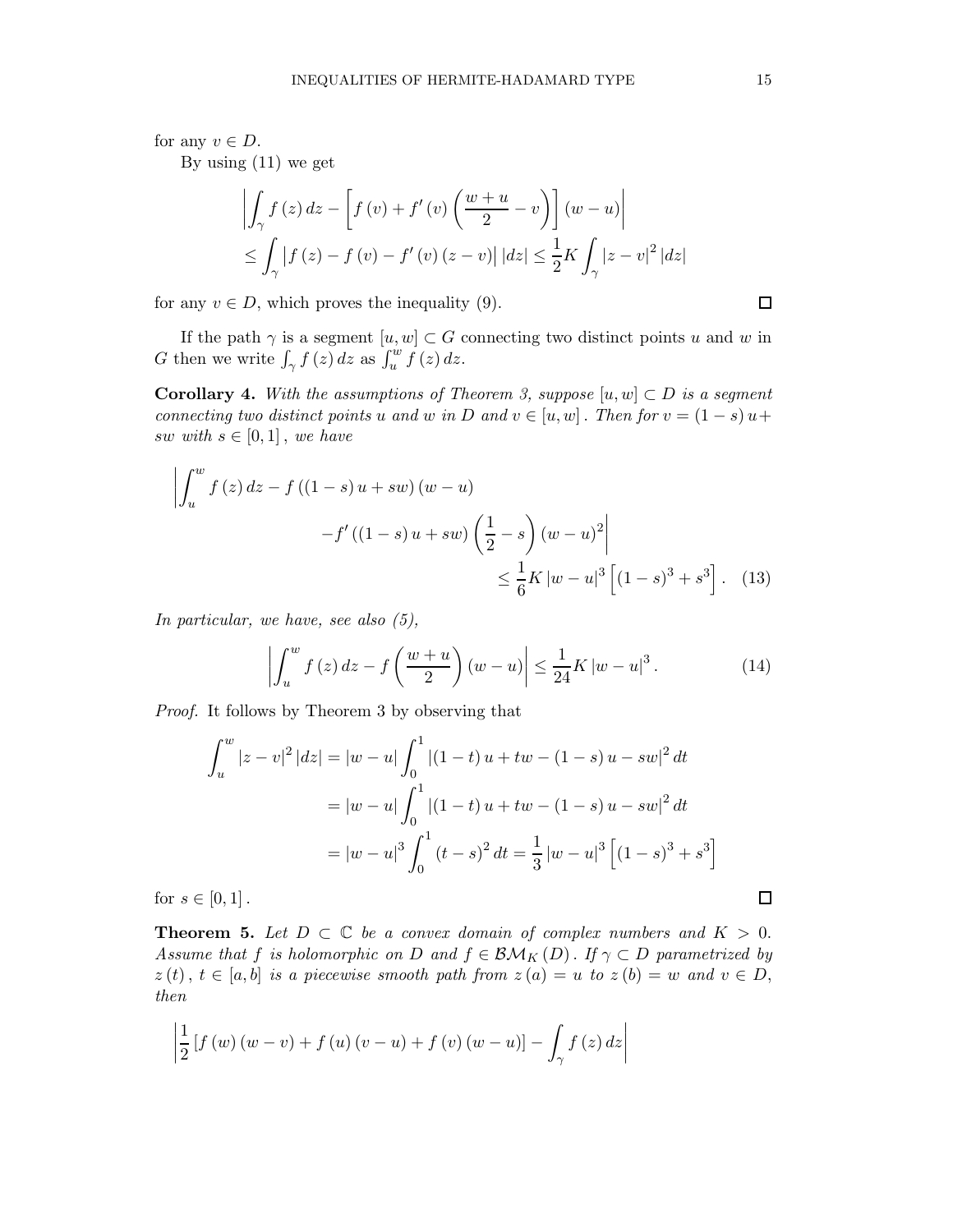for any $v \in D$.

By using (11) we get

$$\left|\int_{\gamma} f(z)\,dz - \left[f(v) + f'(v)\left(\frac{w+u}{2} - v\right)\right](w-u)\right|$$
$$\leq \int_{\gamma} \left|f(z) - f(v) - f'(v)(z-v)\right| |dz| \leq \frac{1}{2} K \int_{\gamma} |z-v|^2 |dz|$$

for any $v \in D$, which proves the inequality (9). □

If the path $\gamma$ is a segment $[u,w] \subset G$ connecting two distinct points $u$ and $w$ in $G$ then we write $\int_{\gamma} f(z)\,dz$ as $\int_u^w f(z)\,dz$.

**Corollary 4.** *With the assumptions of Theorem 3, suppose $[u,w] \subset D$ is a segment connecting two distinct points $u$ and $w$ in $D$ and $v \in [u,w]$. Then for $v = (1-s)u + sw$ with $s \in [0,1]$, we have*

$$\left|\int_u^w f(z)\,dz - f((1-s)u + sw)(w-u) - f'((1-s)u + sw)\left(\frac{1}{2} - s\right)(w-u)^2\right| \leq \frac{1}{6} K |w-u|^3 \left[(1-s)^3 + s^3\right]. \quad (13)$$

*In particular, we have, see also (5),*

$$\left|\int_u^w f(z)\,dz - f\left(\frac{w+u}{2}\right)(w-u)\right| \leq \frac{1}{24} K |w-u|^3. \quad (14)$$

*Proof.* It follows by Theorem 3 by observing that

$$\int_u^w |z-v|^2 |dz| = |w-u| \int_0^1 |(1-t)u + tw - (1-s)u - sw|^2 dt$$
$$= |w-u| \int_0^1 |(1-t)u + tw - (1-s)u - sw|^2 dt$$
$$= |w-u|^3 \int_0^1 (t-s)^2 dt = \frac{1}{3} |w-u|^3 \left[(1-s)^3 + s^3\right]$$

for $s \in [0,1]$. □

**Theorem 5.** *Let $D \subset \mathbb{C}$ be a convex domain of complex numbers and $K > 0$. Assume that $f$ is holomorphic on $D$ and $f \in \mathcal{BM}_K(D)$. If $\gamma \subset D$ parametrized by $z(t)$, $t \in [a,b]$ is a piecewise smooth path from $z(a) = u$ to $z(b) = w$ and $v \in D$, then*

$$\left|\frac{1}{2}\left[f(w)(w-v) + f(u)(v-u) + f(v)(w-u)\right] - \int_{\gamma} f(z)\,dz\right|$$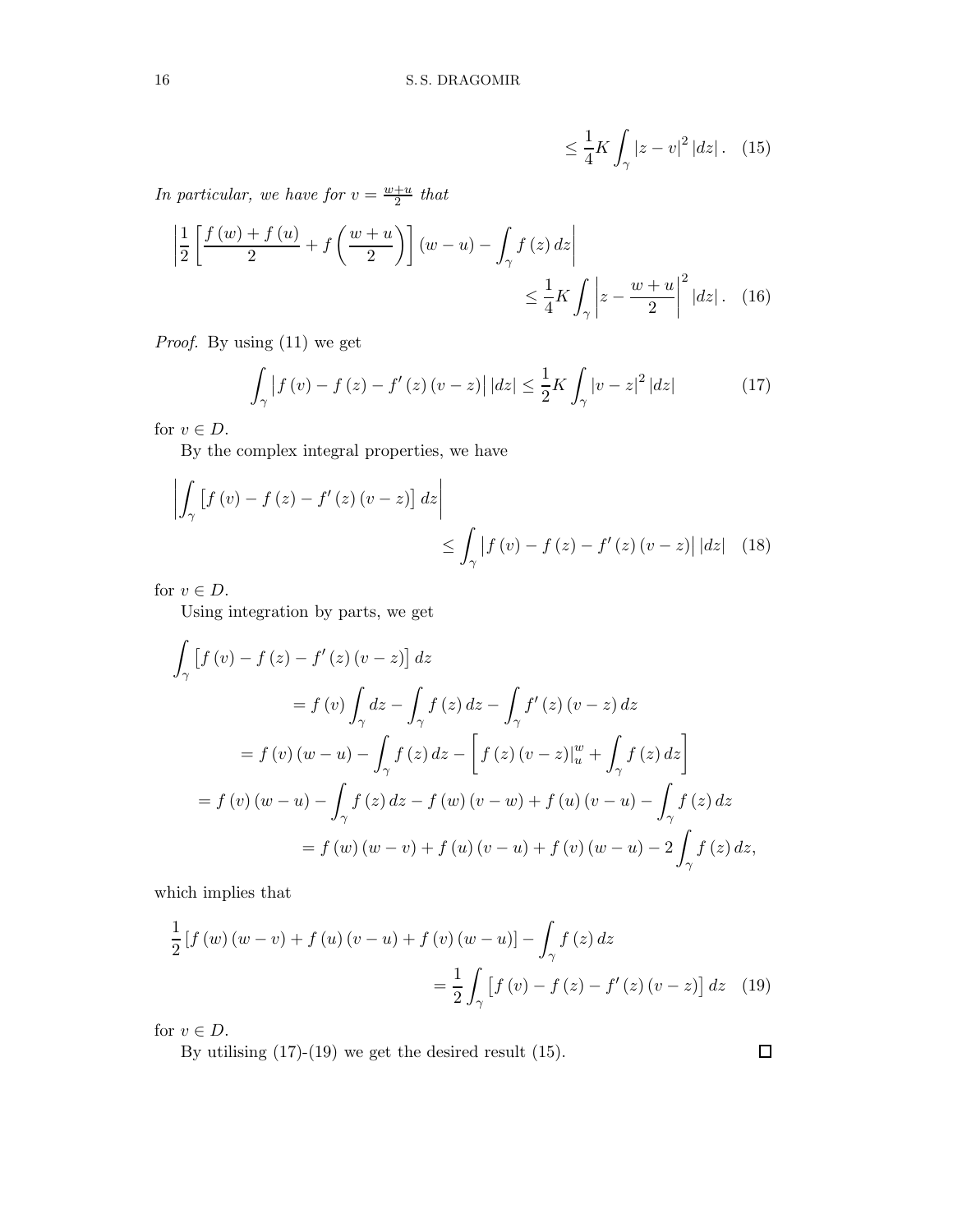$$\leq \frac{1}{4} K \int_{\gamma} |z-v|^2 |dz| . \quad (15)$$

*In particular, we have for* $v = \frac{w+u}{2}$ *that*

$$\left| \frac{1}{2} \left[ \frac{f(w)+f(u)}{2} + f\left( \frac{w+u}{2} \right) \right] (w-u) - \int_{\gamma} f(z)\, dz \right| \leq \frac{1}{4} K \int_{\gamma} \left| z - \frac{w+u}{2} \right|^2 |dz| . \quad (16)$$

*Proof.* By using (11) we get

$$\int_{\gamma} \left| f(v) - f(z) - f'(z)(v-z) \right| |dz| \leq \frac{1}{2} K \int_{\gamma} |v-z|^2 |dz| \quad (17)$$

for $v \in D$.

By the complex integral properties, we have

$$\left| \int_{\gamma} \left[ f(v) - f(z) - f'(z)(v-z) \right] dz \right| \leq \int_{\gamma} \left| f(v) - f(z) - f'(z)(v-z) \right| |dz| \quad (18)$$

for $v \in D$.

Using integration by parts, we get

$$\begin{aligned}
\int_{\gamma} &\left[ f(v) - f(z) - f'(z)(v-z) \right] dz \\
&= f(v) \int_{\gamma} dz - \int_{\gamma} f(z)\, dz - \int_{\gamma} f'(z)(v-z)\, dz \\
&= f(v)(w-u) - \int_{\gamma} f(z)\, dz - \left[ f(z)(v-z)\big|_u^w + \int_{\gamma} f(z)\, dz \right] \\
&= f(v)(w-u) - \int_{\gamma} f(z)\, dz - f(w)(v-w) + f(u)(v-u) - \int_{\gamma} f(z)\, dz \\
&= f(w)(w-v) + f(u)(v-u) + f(v)(w-u) - 2 \int_{\gamma} f(z)\, dz,
\end{aligned}$$

which implies that

$$\frac{1}{2} \left[ f(w)(w-v) + f(u)(v-u) + f(v)(w-u) \right] - \int_{\gamma} f(z)\, dz = \frac{1}{2} \int_{\gamma} \left[ f(v) - f(z) - f'(z)(v-z) \right] dz \quad (19)$$

for $v \in D$.

By utilising (17)-(19) we get the desired result (15). □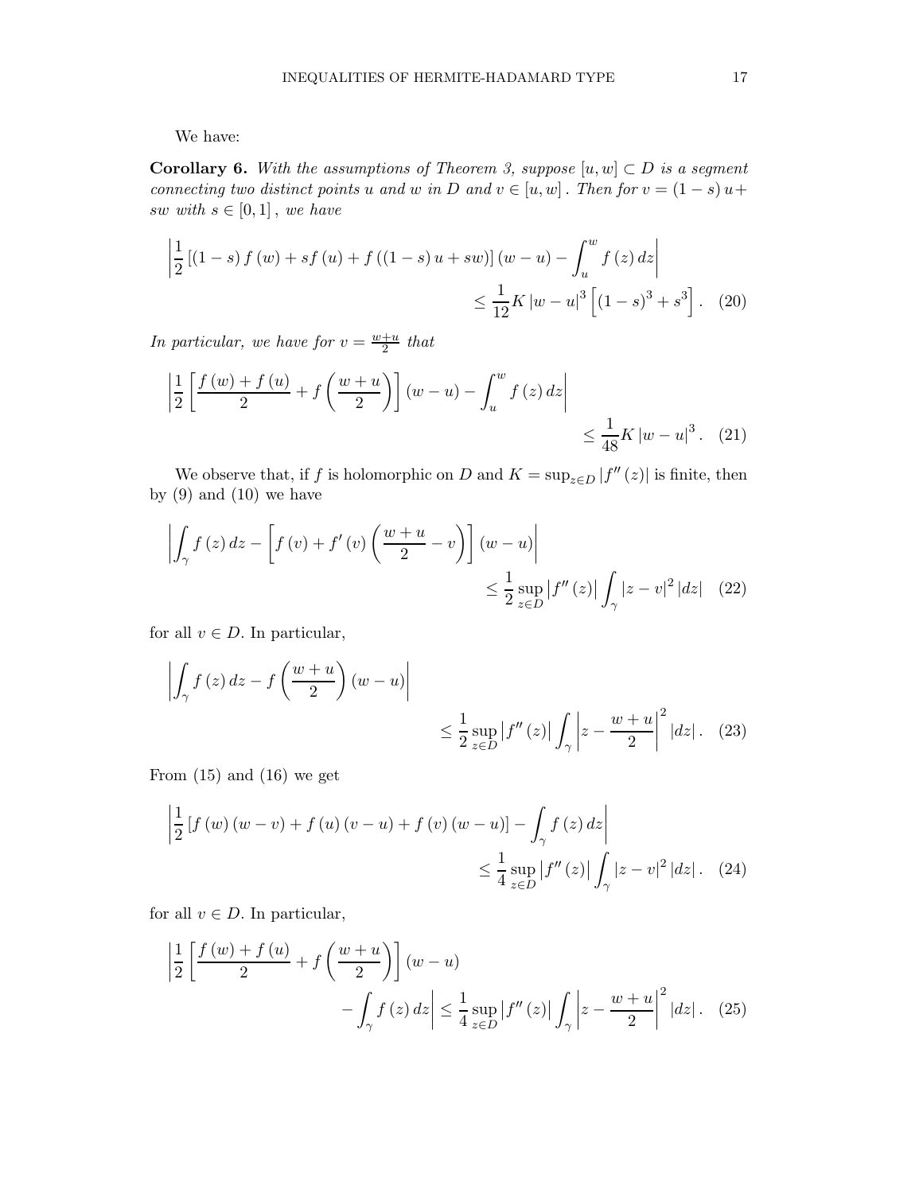We have:

**Corollary 6.** *With the assumptions of Theorem 3, suppose $[u,w] \subset D$ is a segment connecting two distinct points $u$ and $w$ in $D$ and $v \in [u,w]$. Then for $v = (1-s)u + sw$ with $s \in [0,1]$, we have*

$$\left| \frac{1}{2} \left[ (1-s) f(w) + s f(u) + f((1-s)u + sw) \right] (w-u) - \int_u^w f(z)\, dz \right| \\ \leq \frac{1}{12} K |w-u|^3 \left[ (1-s)^3 + s^3 \right]. \quad (20)$$

*In particular, we have for $v = \frac{w+u}{2}$ that*

$$\left| \frac{1}{2} \left[ \frac{f(w) + f(u)}{2} + f\left( \frac{w+u}{2} \right) \right] (w-u) - \int_u^w f(z)\, dz \right| \\ \leq \frac{1}{48} K |w-u|^3. \quad (21)$$

We observe that, if $f$ is holomorphic on $D$ and $K = \sup_{z \in D} |f''(z)|$ is finite, then by (9) and (10) we have

$$\left| \int_\gamma f(z)\, dz - \left[ f(v) + f'(v) \left( \frac{w+u}{2} - v \right) \right] (w-u) \right| \\ \leq \frac{1}{2} \sup_{z \in D} |f''(z)| \int_\gamma |z-v|^2 |dz| \quad (22)$$

for all $v \in D$. In particular,

$$\left| \int_\gamma f(z)\, dz - f\left( \frac{w+u}{2} \right) (w-u) \right| \\ \leq \frac{1}{2} \sup_{z \in D} |f''(z)| \int_\gamma \left| z - \frac{w+u}{2} \right|^2 |dz|. \quad (23)$$

From (15) and (16) we get

$$\left| \frac{1}{2} \left[ f(w)(w-v) + f(u)(v-u) + f(v)(w-u) \right] - \int_\gamma f(z)\, dz \right| \\ \leq \frac{1}{4} \sup_{z \in D} |f''(z)| \int_\gamma |z-v|^2 |dz|. \quad (24)$$

for all $v \in D$. In particular,

$$\left| \frac{1}{2} \left[ \frac{f(w) + f(u)}{2} + f\left( \frac{w+u}{2} \right) \right] (w-u) \right. \\ \left. - \int_\gamma f(z)\, dz \right| \leq \frac{1}{4} \sup_{z \in D} |f''(z)| \int_\gamma \left| z - \frac{w+u}{2} \right|^2 |dz|. \quad (25)$$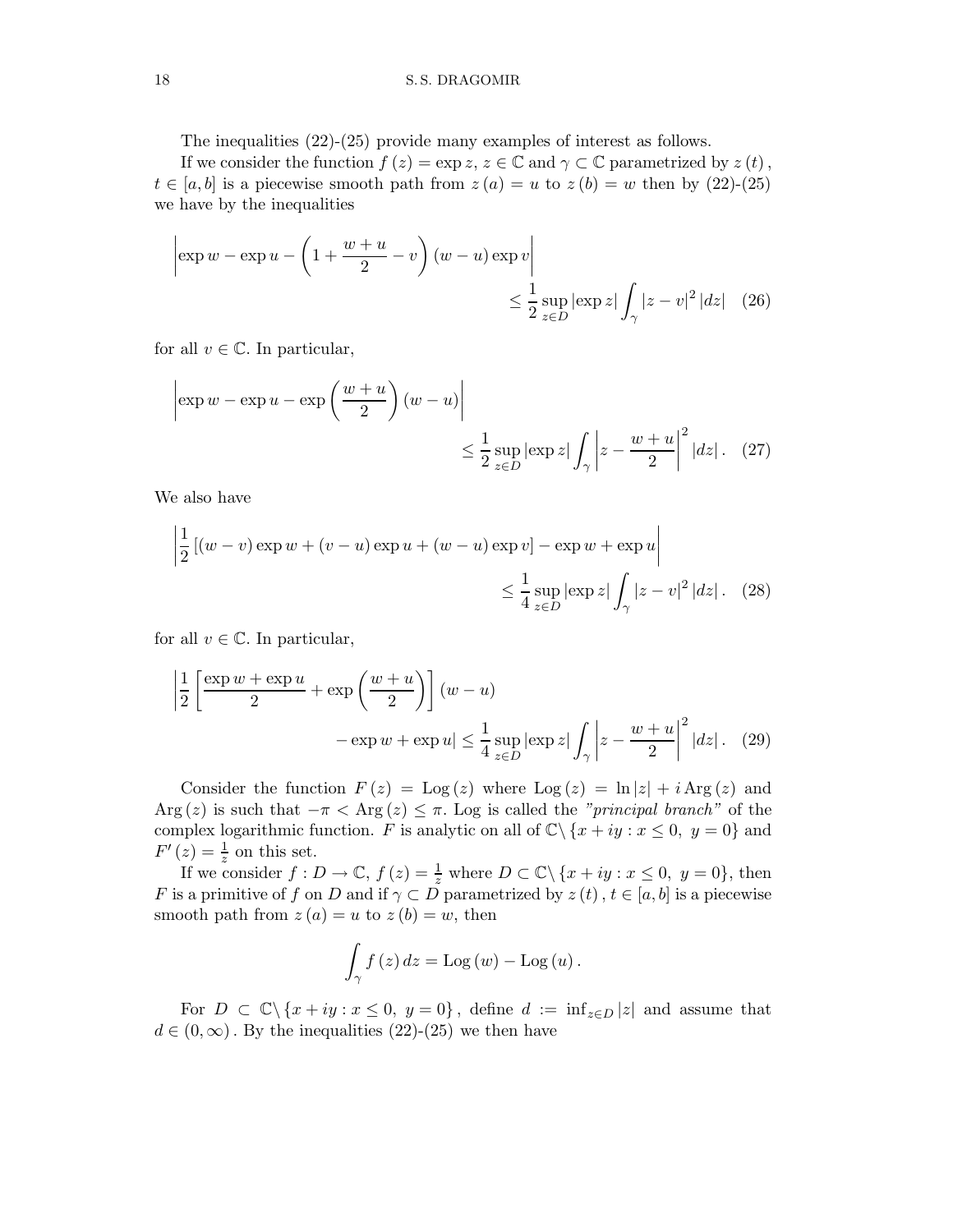The inequalities (22)-(25) provide many examples of interest as follows.

If we consider the function $f(z) = \exp z$, $z \in \mathbb{C}$ and $\gamma \subset \mathbb{C}$ parametrized by $z(t)$, $t \in [a,b]$ is a piecewise smooth path from $z(a) = u$ to $z(b) = w$ then by (22)-(25) we have by the inequalities

$$\left| \exp w - \exp u - \left(1 + \frac{w+u}{2} - v\right)(w-u)\exp v \right| \leq \frac{1}{2}\sup_{z\in D}|\exp z| \int_\gamma |z-v|^2 |dz| \quad (26)$$

for all $v \in \mathbb{C}$. In particular,

$$\left| \exp w - \exp u - \exp\left(\frac{w+u}{2}\right)(w-u) \right| \leq \frac{1}{2}\sup_{z\in D}|\exp z| \int_\gamma \left|z - \frac{w+u}{2}\right|^2 |dz|. \quad (27)$$

We also have

$$\left| \frac{1}{2}\left[(w-v)\exp w + (v-u)\exp u + (w-u)\exp v\right] - \exp w + \exp u \right| \leq \frac{1}{4}\sup_{z\in D}|\exp z| \int_\gamma |z-v|^2 |dz|. \quad (28)$$

for all $v \in \mathbb{C}$. In particular,

$$\left| \frac{1}{2}\left[\frac{\exp w + \exp u}{2} + \exp\left(\frac{w+u}{2}\right)\right](w-u) - \exp w + \exp u \right| \leq \frac{1}{4}\sup_{z\in D}|\exp z| \int_\gamma \left|z - \frac{w+u}{2}\right|^2 |dz|. \quad (29)$$

Consider the function $F(z) = \operatorname{Log}(z)$ where $\operatorname{Log}(z) = \ln|z| + i\operatorname{Arg}(z)$ and $\operatorname{Arg}(z)$ is such that $-\pi < \operatorname{Arg}(z) \leq \pi$. Log is called the *"principal branch"* of the complex logarithmic function. $F$ is analytic on all of $\mathbb{C}\setminus\{x+iy : x \leq 0,\ y = 0\}$ and $F'(z) = \frac{1}{z}$ on this set.

If we consider $f : D \to \mathbb{C}$, $f(z) = \frac{1}{z}$ where $D \subset \mathbb{C}\setminus\{x+iy : x \leq 0,\ y = 0\}$, then $F$ is a primitive of $f$ on $D$ and if $\gamma \subset D$ parametrized by $z(t)$, $t \in [a,b]$ is a piecewise smooth path from $z(a) = u$ to $z(b) = w$, then

$$\int_\gamma f(z)\,dz = \operatorname{Log}(w) - \operatorname{Log}(u).$$

For $D \subset \mathbb{C}\setminus\{x+iy : x \leq 0,\ y = 0\}$, define $d := \inf_{z\in D}|z|$ and assume that $d \in (0,\infty)$. By the inequalities (22)-(25) we then have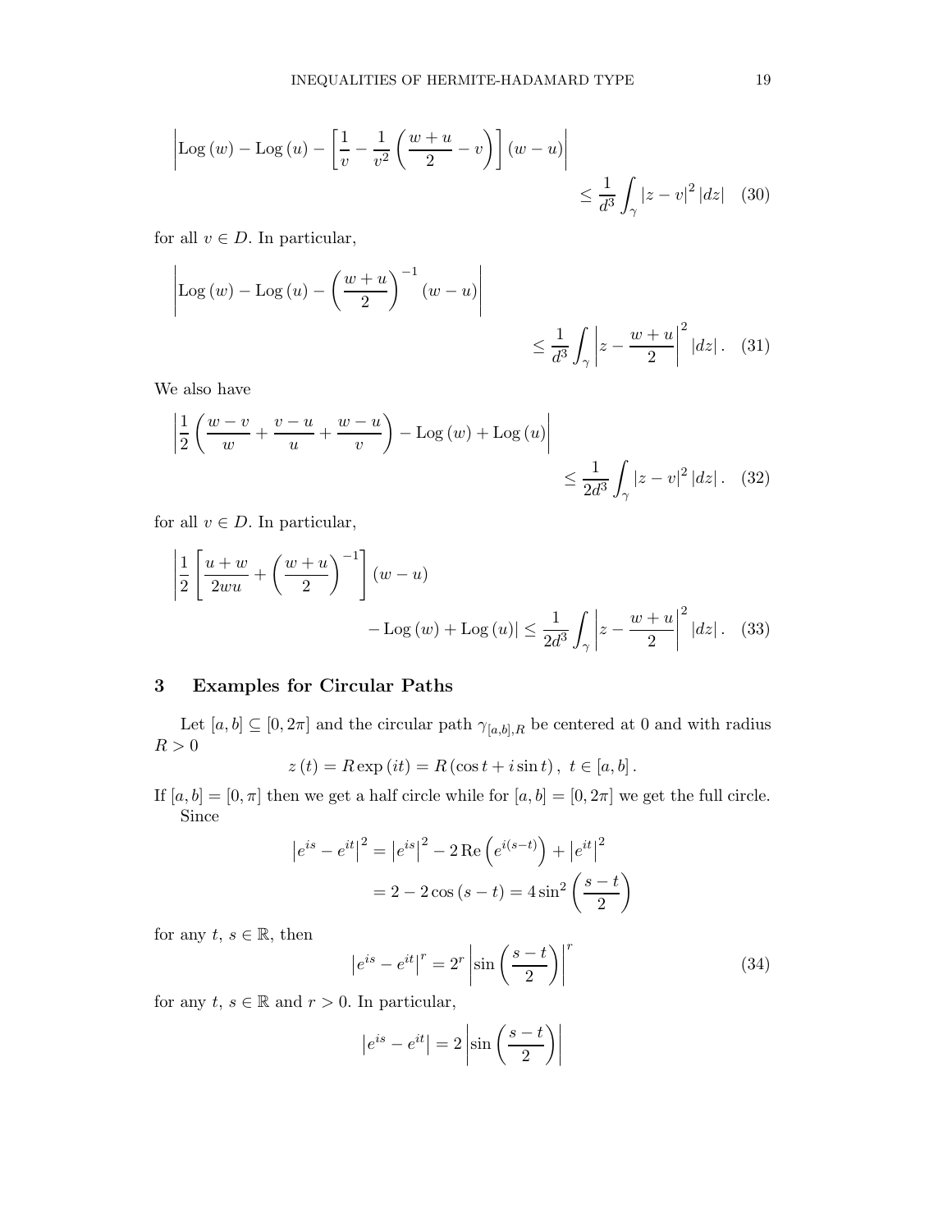$$\left|\operatorname{Log}(w)-\operatorname{Log}(u)-\left[\frac{1}{v}-\frac{1}{v^{2}}\left(\frac{w+u}{2}-v\right)\right](w-u)\right| \leq \frac{1}{d^{3}} \int_{\gamma}|z-v|^{2}|dz| \quad (30)$$

for all $v \in D$. In particular,

$$\left|\operatorname{Log}(w)-\operatorname{Log}(u)-\left(\frac{w+u}{2}\right)^{-1}(w-u)\right| \leq \frac{1}{d^{3}} \int_{\gamma}\left|z-\frac{w+u}{2}\right|^{2}|dz| . \quad (31)$$

We also have

$$\left|\frac{1}{2}\left(\frac{w-v}{w}+\frac{v-u}{u}+\frac{w-u}{v}\right)-\operatorname{Log}(w)+\operatorname{Log}(u)\right| \leq \frac{1}{2 d^{3}} \int_{\gamma}|z-v|^{2}|dz| . \quad (32)$$

for all $v \in D$. In particular,

$$\left|\frac{1}{2}\left[\frac{u+w}{2 w u}+\left(\frac{w+u}{2}\right)^{-1}\right](w-u) -\operatorname{Log}(w)+\operatorname{Log}(u)\right| \leq \frac{1}{2 d^{3}} \int_{\gamma}\left|z-\frac{w+u}{2}\right|^{2}|dz| . \quad (33)$$

## 3 Examples for Circular Paths

Let $[a, b] \subseteq[0,2 \pi]$ and the circular path $\gamma_{[a, b], R}$ be centered at 0 and with radius $R>0$

$$z(t)=R \exp (i t)=R(\cos t+i \sin t), \ t \in[a, b] .$$

If $[a, b]=[0, \pi]$ then we get a half circle while for $[a, b]=[0,2 \pi]$ we get the full circle.

Since

$$\begin{aligned}\left|e^{i s}-e^{i t}\right|^{2} &=\left|e^{i s}\right|^{2}-2 \operatorname{Re}\left(e^{i(s-t)}\right)+\left|e^{i t}\right|^{2} \\ &=2-2 \cos (s-t)=4 \sin ^{2}\left(\frac{s-t}{2}\right)\end{aligned}$$

for any $t, s \in \mathbb{R}$, then

$$\left|e^{i s}-e^{i t}\right|^{r}=2^{r}\left|\sin \left(\frac{s-t}{2}\right)\right|^{r} \quad (34)$$

for any $t, s \in \mathbb{R}$ and $r>0$. In particular,

$$\left|e^{i s}-e^{i t}\right|=2\left|\sin \left(\frac{s-t}{2}\right)\right|$$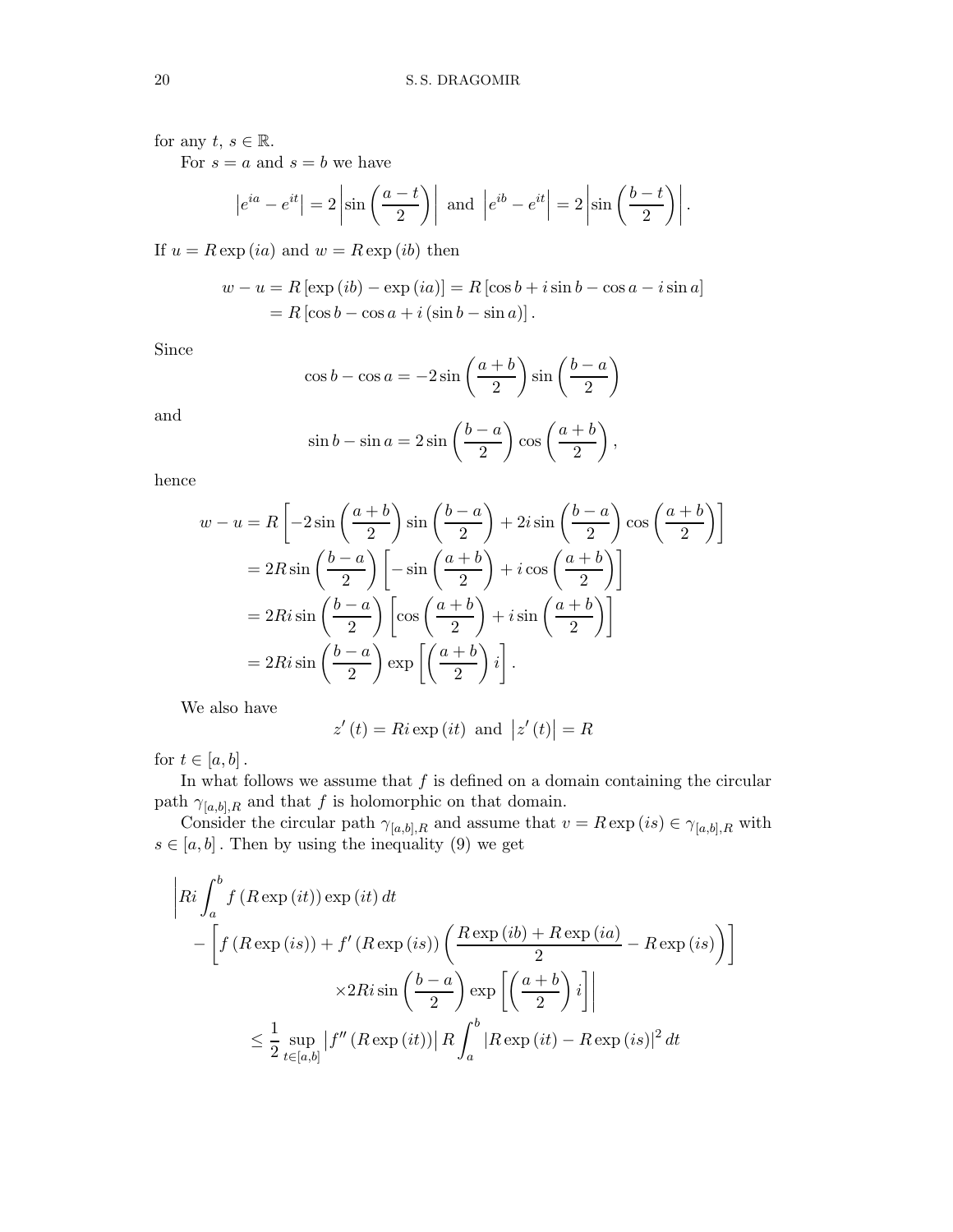for any $t, s \in \mathbb{R}$.

For $s = a$ and $s = b$ we have

$$\left|e^{ia} - e^{it}\right| = 2\left|\sin\left(\frac{a-t}{2}\right)\right| \text{ and } \left|e^{ib} - e^{it}\right| = 2\left|\sin\left(\frac{b-t}{2}\right)\right|.$$

If $u = R\exp(ia)$ and $w = R\exp(ib)$ then

$$\begin{aligned}
w - u &= R[\exp(ib) - \exp(ia)] = R[\cos b + i\sin b - \cos a - i\sin a] \\
&= R[\cos b - \cos a + i(\sin b - \sin a)].
\end{aligned}$$

Since

$$\cos b - \cos a = -2\sin\left(\frac{a+b}{2}\right)\sin\left(\frac{b-a}{2}\right)$$

and

$$\sin b - \sin a = 2\sin\left(\frac{b-a}{2}\right)\cos\left(\frac{a+b}{2}\right),$$

hence

$$\begin{aligned}
w - u &= R\left[-2\sin\left(\frac{a+b}{2}\right)\sin\left(\frac{b-a}{2}\right) + 2i\sin\left(\frac{b-a}{2}\right)\cos\left(\frac{a+b}{2}\right)\right] \\
&= 2R\sin\left(\frac{b-a}{2}\right)\left[-\sin\left(\frac{a+b}{2}\right) + i\cos\left(\frac{a+b}{2}\right)\right] \\
&= 2Ri\sin\left(\frac{b-a}{2}\right)\left[\cos\left(\frac{a+b}{2}\right) + i\sin\left(\frac{a+b}{2}\right)\right] \\
&= 2Ri\sin\left(\frac{b-a}{2}\right)\exp\left[\left(\frac{a+b}{2}\right)i\right].
\end{aligned}$$

We also have

$$z'(t) = Ri\exp(it) \text{ and } \left|z'(t)\right| = R$$

for $t \in [a,b]$.

In what follows we assume that $f$ is defined on a domain containing the circular path $\gamma_{[a,b],R}$ and that $f$ is holomorphic on that domain.

Consider the circular path $\gamma_{[a,b],R}$ and assume that $v = R\exp(is) \in \gamma_{[a,b],R}$ with $s \in [a,b]$. Then by using the inequality (9) we get

$$\begin{aligned}
&\Bigg| Ri\int_a^b f(R\exp(it))\exp(it)\,dt \\
&\quad - \left[f(R\exp(is)) + f'(R\exp(is))\left(\frac{R\exp(ib) + R\exp(ia)}{2} - R\exp(is)\right)\right] \\
&\qquad \times 2Ri\sin\left(\frac{b-a}{2}\right)\exp\left[\left(\frac{a+b}{2}\right)i\right]\Bigg| \\
&\leq \frac{1}{2}\sup_{t\in[a,b]}\left|f''(R\exp(it))\right| R\int_a^b \left|R\exp(it) - R\exp(is)\right|^2 dt
\end{aligned}$$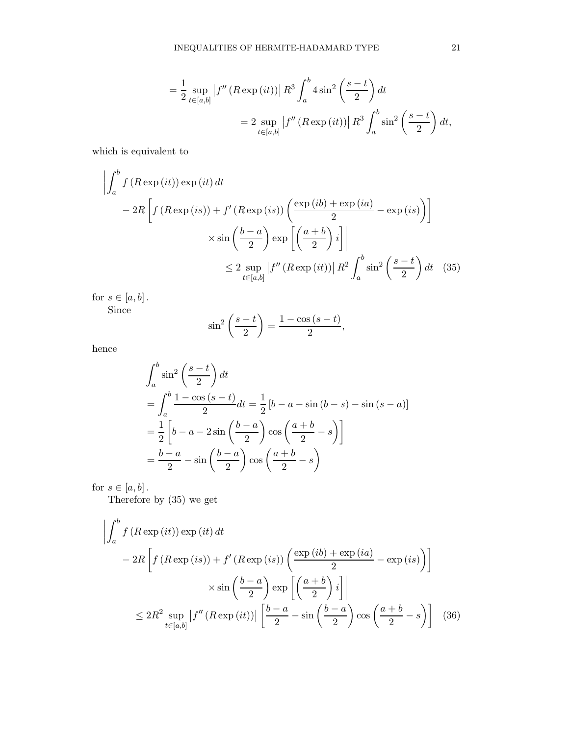$$= \frac{1}{2} \sup_{t\in[a,b]} \left| f''\left(R\exp\left(it\right)\right)\right| R^{3} \int_{a}^{b} 4\sin^{2}\left(\frac{s-t}{2}\right) dt$$

$$= 2 \sup_{t\in[a,b]} \left| f''\left(R\exp\left(it\right)\right)\right| R^{3} \int_{a}^{b} \sin^{2}\left(\frac{s-t}{2}\right) dt,$$

which is equivalent to

$$\left| \int_{a}^{b} f\left(R\exp\left(it\right)\right)\exp\left(it\right) dt - 2R\left[ f\left(R\exp\left(is\right)\right) + f'\left(R\exp\left(is\right)\right)\left(\frac{\exp\left(ib\right)+\exp\left(ia\right)}{2} - \exp\left(is\right)\right)\right] \times \sin\left(\frac{b-a}{2}\right)\exp\left[\left(\frac{a+b}{2}\right)i\right]\right| \leq 2\sup_{t\in[a,b]} \left| f''\left(R\exp\left(it\right)\right)\right| R^{2} \int_{a}^{b} \sin^{2}\left(\frac{s-t}{2}\right) dt \quad (35)$$

for $s\in[a,b]$.

Since

$$\sin^{2}\left(\frac{s-t}{2}\right) = \frac{1-\cos\left(s-t\right)}{2},$$

hence

$$\begin{aligned}
&\int_{a}^{b} \sin^{2}\left(\frac{s-t}{2}\right) dt \\
&= \int_{a}^{b} \frac{1-\cos\left(s-t\right)}{2} dt = \frac{1}{2}\left[b-a-\sin\left(b-s\right)-\sin\left(s-a\right)\right] \\
&= \frac{1}{2}\left[b-a-2\sin\left(\frac{b-a}{2}\right)\cos\left(\frac{a+b}{2}-s\right)\right] \\
&= \frac{b-a}{2} - \sin\left(\frac{b-a}{2}\right)\cos\left(\frac{a+b}{2}-s\right)
\end{aligned}$$

for $s\in[a,b]$.

Therefore by (35) we get

$$\left| \int_{a}^{b} f\left(R\exp\left(it\right)\right)\exp\left(it\right) dt - 2R\left[ f\left(R\exp\left(is\right)\right) + f'\left(R\exp\left(is\right)\right)\left(\frac{\exp\left(ib\right)+\exp\left(ia\right)}{2} - \exp\left(is\right)\right)\right] \times \sin\left(\frac{b-a}{2}\right)\exp\left[\left(\frac{a+b}{2}\right)i\right]\right| \leq 2R^{2}\sup_{t\in[a,b]} \left| f''\left(R\exp\left(it\right)\right)\right| \left[\frac{b-a}{2} - \sin\left(\frac{b-a}{2}\right)\cos\left(\frac{a+b}{2}-s\right)\right] \quad (36)$$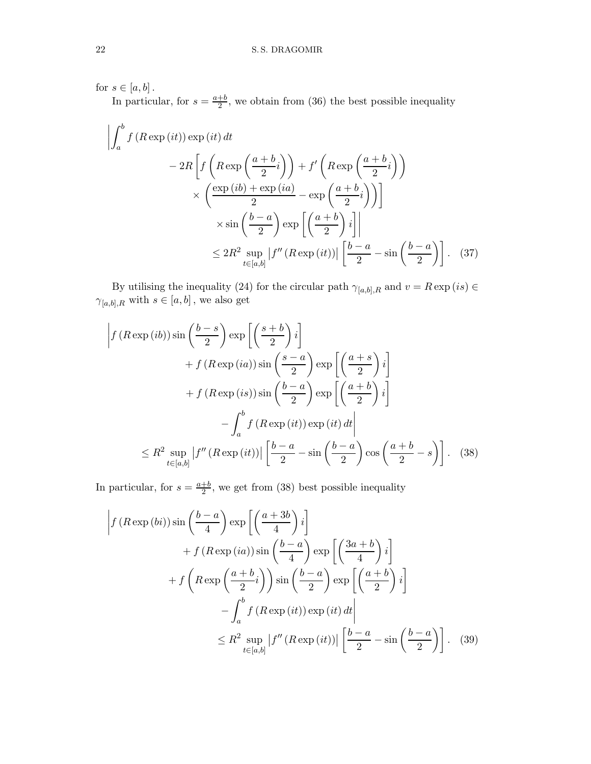for $s \in [a,b]$.

In particular, for $s = \frac{a+b}{2}$, we obtain from (36) the best possible inequality

$$
\begin{aligned}
\Bigg| \int_a^b f(R\exp(it))\exp(it)\,dt \\
- 2R \left[ f\left(R\exp\left(\frac{a+b}{2}i\right)\right) + f'\left(R\exp\left(\frac{a+b}{2}i\right)\right) \right. \\
\times \left. \left( \frac{\exp(ib)+\exp(ia)}{2} - \exp\left(\frac{a+b}{2}i\right)\right)\right] \\
\times \sin\left(\frac{b-a}{2}\right)\exp\left[\left(\frac{a+b}{2}\right)i\right]\Bigg| \\
\le 2R^2 \sup_{t\in[a,b]} \left|f''(R\exp(it))\right| \left[\frac{b-a}{2} - \sin\left(\frac{b-a}{2}\right)\right]. \quad (37)
\end{aligned}
$$

By utilising the inequality (24) for the circular path $\gamma_{[a,b],R}$ and $v = R\exp(is) \in \gamma_{[a,b],R}$ with $s \in [a,b]$, we also get

$$
\begin{aligned}
\Bigg| f(R\exp(ib))\sin\left(\frac{b-s}{2}\right)\exp\left[\left(\frac{s+b}{2}\right)i\right] \\
+ f(R\exp(ia))\sin\left(\frac{s-a}{2}\right)\exp\left[\left(\frac{a+s}{2}\right)i\right] \\
+ f(R\exp(is))\sin\left(\frac{b-a}{2}\right)\exp\left[\left(\frac{a+b}{2}\right)i\right] \\
- \int_a^b f(R\exp(it))\exp(it)\,dt\Bigg| \\
\le R^2 \sup_{t\in[a,b]} \left|f''(R\exp(it))\right| \left[\frac{b-a}{2} - \sin\left(\frac{b-a}{2}\right)\cos\left(\frac{a+b}{2} - s\right)\right]. \quad (38)
\end{aligned}
$$

In particular, for $s = \frac{a+b}{2}$, we get from (38) best possible inequality

$$
\begin{aligned}
\Bigg| f(R\exp(bi))\sin\left(\frac{b-a}{4}\right)\exp\left[\left(\frac{a+3b}{4}\right)i\right] \\
+ f(R\exp(ia))\sin\left(\frac{b-a}{4}\right)\exp\left[\left(\frac{3a+b}{4}\right)i\right] \\
+ f\left(R\exp\left(\frac{a+b}{2}i\right)\right)\sin\left(\frac{b-a}{2}\right)\exp\left[\left(\frac{a+b}{2}\right)i\right] \\
- \int_a^b f(R\exp(it))\exp(it)\,dt\Bigg| \\
\le R^2 \sup_{t\in[a,b]} \left|f''(R\exp(it))\right| \left[\frac{b-a}{2} - \sin\left(\frac{b-a}{2}\right)\right]. \quad (39)
\end{aligned}
$$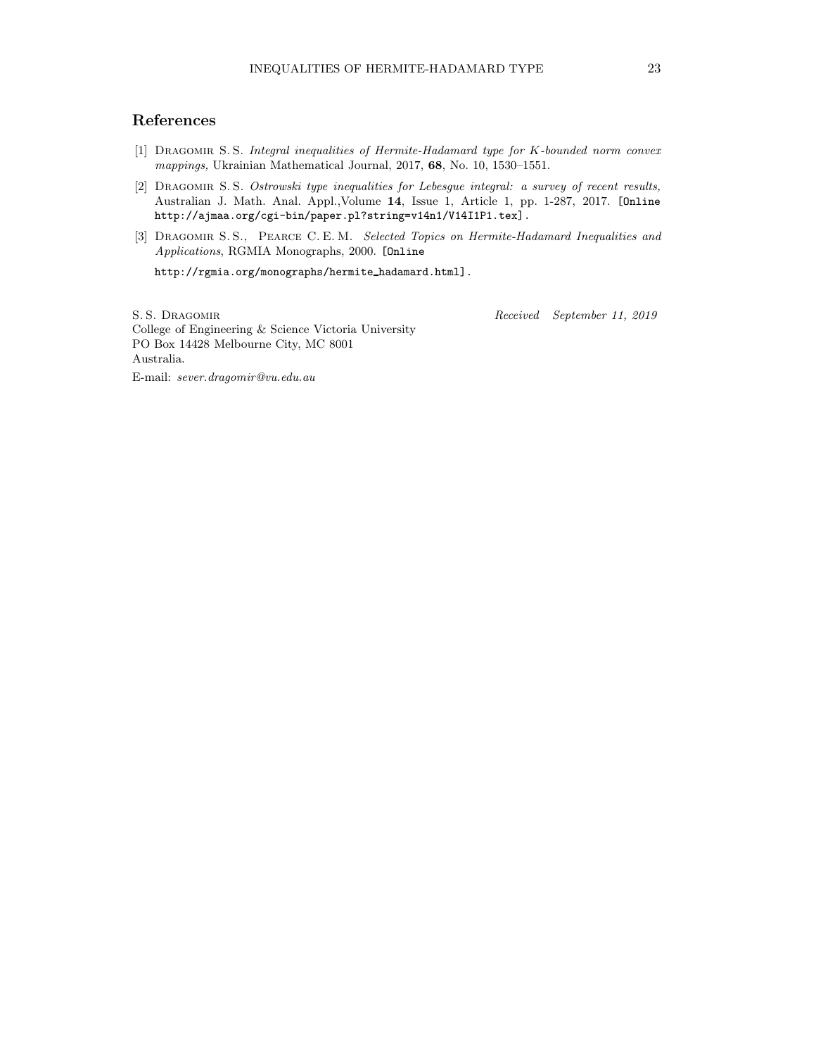## References

[1] Dragomir S. S. *Integral inequalities of Hermite-Hadamard type for $K$-bounded norm convex mappings,* Ukrainian Mathematical Journal, 2017, **68**, No. 10, 1530–1551.

[2] Dragomir S. S. *Ostrowski type inequalities for Lebesgue integral: a survey of recent results,* Australian J. Math. Anal. Appl.,Volume **14**, Issue 1, Article 1, pp. 1-287, 2017. [Online http://ajmaa.org/cgi-bin/paper.pl?string=v14n1/V14I1P1.tex].

[3] Dragomir S. S., Pearce C. E. M. *Selected Topics on Hermite-Hadamard Inequalities and Applications*, RGMIA Monographs, 2000. [Online http://rgmia.org/monographs/hermite_hadamard.html].

S. S. Dragomir
College of Engineering & Science Victoria University
PO Box 14428 Melbourne City, MC 8001
Australia.
E-mail: *sever.dragomir@vu.edu.au*

*Received September 11, 2019*